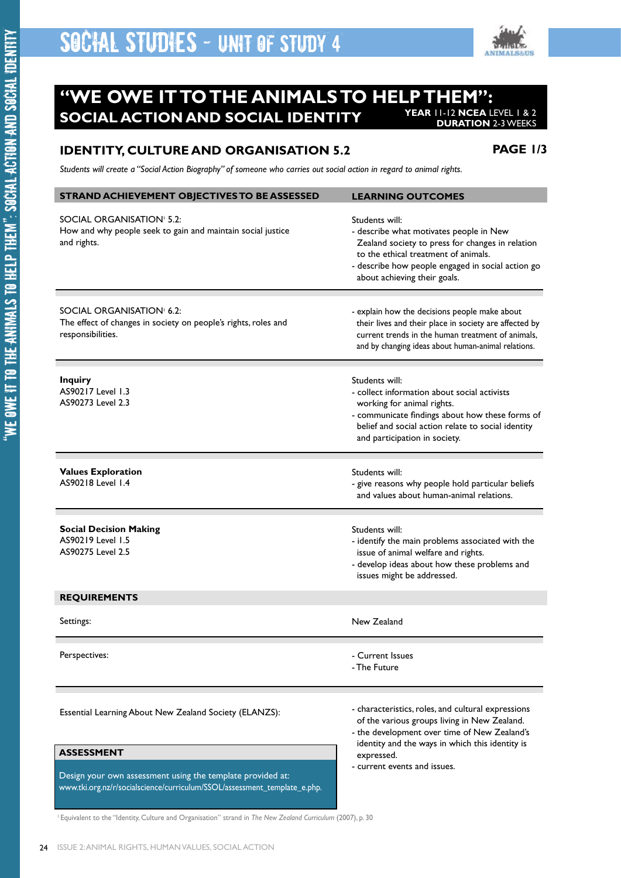# SOCIAL STUDIES – UNIT OF STUDY 4

## "WE OWE IT TO THE ANIMALS TO HELP THEM": SOCIAL ACTION AND SOCIAL IDENTITY

**YEAR** 11-12 **NCEA** LEVEL 1 & 2
**DURATION** 2-3 WEEKS

### IDENTITY, CULTURE AND ORGANISATION 5.2

**PAGE 1/3**

*Students will create a "Social Action Biography" of someone who carries out social action in regard to animal rights.*

| STRAND ACHIEVEMENT OBJECTIVES TO BE ASSESSED | LEARNING OUTCOMES |
|---|---|
| SOCIAL ORGANISATION[1] 5.2: How and why people seek to gain and maintain social justice and rights. | Students will:<br>- describe what motivates people in New Zealand society to press for changes in relation to the ethical treatment of animals.<br>- describe how people engaged in social action go about achieving their goals. |
| SOCIAL ORGANISATION[1] 6.2: The effect of changes in society on people's rights, roles and responsibilities. | - explain how the decisions people make about their lives and their place in society are affected by current trends in the human treatment of animals, and by changing ideas about human-animal relations. |
| **Inquiry**<br>AS90217 Level 1.3<br>AS90273 Level 2.3 | Students will:<br>- collect information about social activists working for animal rights.<br>- communicate findings about how these forms of belief and social action relate to social identity and participation in society. |
| **Values Exploration**<br>AS90218 Level 1.4 | Students will:<br>- give reasons why people hold particular beliefs and values about human-animal relations. |
| **Social Decision Making**<br>AS90219 Level 1.5<br>AS90275 Level 2.5 | Students will:<br>- identify the main problems associated with the issue of animal welfare and rights.<br>- develop ideas about how these problems and issues might be addressed. |

| REQUIREMENTS | |
|---|---|
| Settings: | New Zealand |
| Perspectives: | - Current Issues<br>- The Future |
| Essential Learning About New Zealand Society (ELANZS): | - characteristics, roles, and cultural expressions of the various groups living in New Zealand.<br>- the development over time of New Zealand's identity and the ways in which this identity is expressed.<br>- current events and issues. |

### ASSESSMENT

Design your own assessment using the template provided at: www.tki.org.nz/r/socialscience/curriculum/SSOL/assessment_template_e.php.

[1] Equivalent to the "Identity, Culture and Organisation" strand in *The New Zealand Curriculum* (2007), p. 30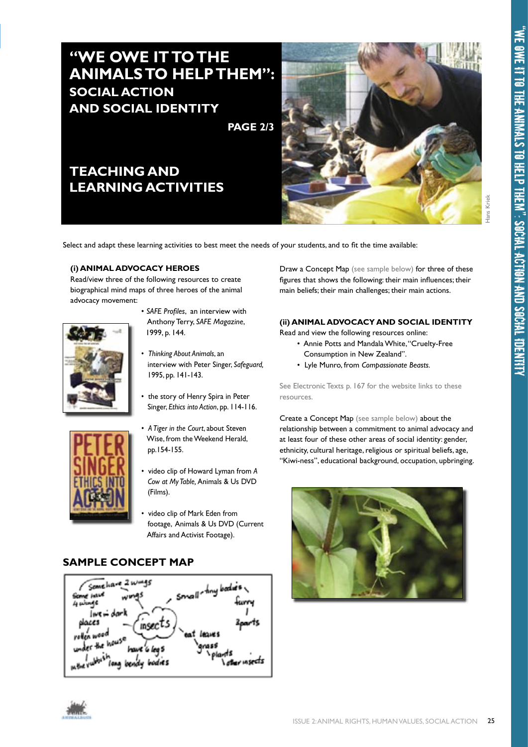# "WE OWE IT TO THE ANIMALS TO HELP THEM": SOCIAL ACTION AND SOCIAL IDENTITY

**PAGE 2/3**

## TEACHING AND LEARNING ACTIVITIES

Hans Kriek

Select and adapt these learning activities to best meet the needs of your students, and to fit the time available:

### (i) ANIMAL ADVOCACY HEROES

Read/view three of the following resources to create biographical mind maps of three heroes of the animal advocacy movement:

- *SAFE Profiles*, an interview with Anthony Terry, *SAFE Magazine*, 1999, p. 144.
- *Thinking About Animals*, an interview with Peter Singer, *Safeguard,* 1995, pp. 141-143.
- the story of Henry Spira in Peter Singer, *Ethics into Action*, pp. 114-116.
- *A Tiger in the Court*, about Steven Wise, from the Weekend Herald, pp.154-155.
- video clip of Howard Lyman from *A Cow at My Table,* Animals & Us DVD (Films).
- video clip of Mark Eden from footage, Animals & Us DVD (Current Affairs and Activist Footage).

Draw a Concept Map (see sample below) for three of these figures that shows the following: their main influences; their main beliefs; their main challenges; their main actions.

### (ii) ANIMAL ADVOCACY AND SOCIAL IDENTITY

Read and view the following resources online:

- Annie Potts and Mandala White, "Cruelty-Free Consumption in New Zealand".
- Lyle Munro, from *Compassionate Beasts*.

See Electronic Texts p. 167 for the website links to these resources.

Create a Concept Map (see sample below) about the relationship between a commitment to animal advocacy and at least four of these other areas of social identity: gender, ethnicity, cultural heritage, religious or spiritual beliefs, age, "Kiwi-ness", educational background, occupation, upbringing.

## SAMPLE CONCEPT MAP

insects — wings (Some have 2 wings, Some have 4 wings); live in dark places (rotten wood, under the house, in the rubbish); have 6 legs (long bendy bodies); Small – tiny bodies (furry, 3 parts); eat leaves (grass, plants, other insects)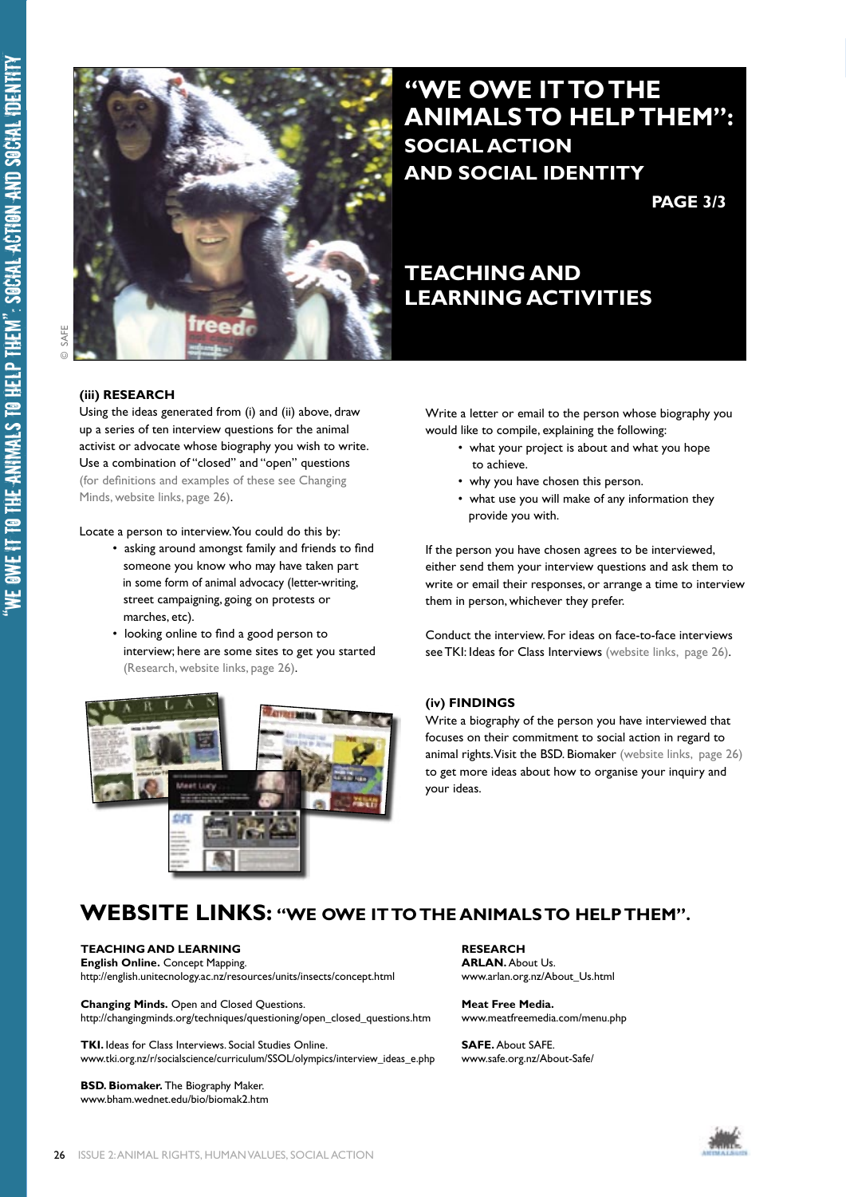# "WE OWE IT TO THE ANIMALS TO HELP THEM": SOCIAL ACTION AND SOCIAL IDENTITY

PAGE 3/3

## TEACHING AND LEARNING ACTIVITIES

© SAFE

### (iii) RESEARCH

Using the ideas generated from (i) and (ii) above, draw up a series of ten interview questions for the animal activist or advocate whose biography you wish to write. Use a combination of "closed" and "open" questions (for definitions and examples of these see Changing Minds, website links, page 26).

Locate a person to interview. You could do this by:

- asking around amongst family and friends to find someone you know who may have taken part in some form of animal advocacy (letter-writing, street campaigning, going on protests or marches, etc).
- looking online to find a good person to interview; here are some sites to get you started (Research, website links, page 26).

Write a letter or email to the person whose biography you would like to compile, explaining the following:

- what your project is about and what you hope to achieve.
- why you have chosen this person.
- what use you will make of any information they provide you with.

If the person you have chosen agrees to be interviewed, either send them your interview questions and ask them to write or email their responses, or arrange a time to interview them in person, whichever they prefer.

Conduct the interview. For ideas on face-to-face interviews see TKI: Ideas for Class Interviews (website links, page 26).

### (iv) FINDINGS

Write a biography of the person you have interviewed that focuses on their commitment to social action in regard to animal rights. Visit the BSD. Biomaker (website links, page 26) to get more ideas about how to organise your inquiry and your ideas.

## WEBSITE LINKS: "WE OWE IT TO THE ANIMALS TO HELP THEM".

**TEACHING AND LEARNING**

**English Online.** Concept Mapping.
http://english.unitecnology.ac.nz/resources/units/insects/concept.html

**Changing Minds.** Open and Closed Questions.
http://changingminds.org/techniques/questioning/open_closed_questions.htm

**TKI.** Ideas for Class Interviews. Social Studies Online.
www.tki.org.nz/r/socialscience/curriculum/SSOL/olympics/interview_ideas_e.php

**BSD. Biomaker.** The Biography Maker.
www.bham.wednet.edu/bio/biomak2.htm

**RESEARCH**

**ARLAN.** About Us.
www.arlan.org.nz/About_Us.html

**Meat Free Media.**
www.meatfreemedia.com/menu.php

**SAFE.** About SAFE.
www.safe.org.nz/About-Safe/